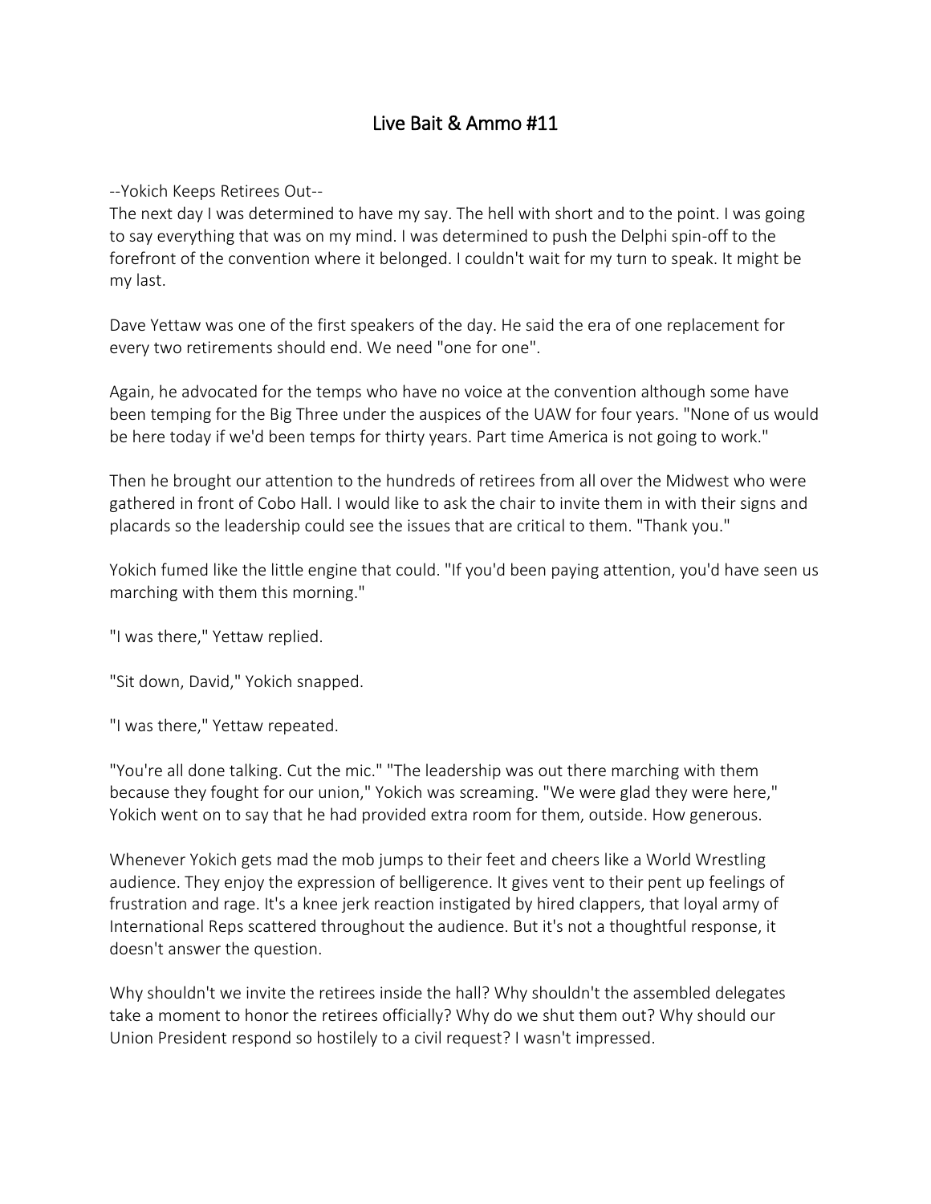# Live Bait & Ammo #11

--Yokich Keeps Retirees Out--

The next day I was determined to have my say. The hell with short and to the point. I was going to say everything that was on my mind. I was determined to push the Delphi spin-off to the forefront of the convention where it belonged. I couldn't wait for my turn to speak. It might be my last.

Dave Yettaw was one of the first speakers of the day. He said the era of one replacement for every two retirements should end. We need "one for one".

Again, he advocated for the temps who have no voice at the convention although some have been temping for the Big Three under the auspices of the UAW for four years. "None of us would be here today if we'd been temps for thirty years. Part time America is not going to work."

Then he brought our attention to the hundreds of retirees from all over the Midwest who were gathered in front of Cobo Hall. I would like to ask the chair to invite them in with their signs and placards so the leadership could see the issues that are critical to them. "Thank you."

Yokich fumed like the little engine that could. "If you'd been paying attention, you'd have seen us marching with them this morning."

"I was there," Yettaw replied.

"Sit down, David," Yokich snapped.

"I was there," Yettaw repeated.

"You're all done talking. Cut the mic." "The leadership was out there marching with them because they fought for our union," Yokich was screaming. "We were glad they were here," Yokich went on to say that he had provided extra room for them, outside. How generous.

Whenever Yokich gets mad the mob jumps to their feet and cheers like a World Wrestling audience. They enjoy the expression of belligerence. It gives vent to their pent up feelings of frustration and rage. It's a knee jerk reaction instigated by hired clappers, that loyal army of International Reps scattered throughout the audience. But it's not a thoughtful response, it doesn't answer the question.

Why shouldn't we invite the retirees inside the hall? Why shouldn't the assembled delegates take a moment to honor the retirees officially? Why do we shut them out? Why should our Union President respond so hostilely to a civil request? I wasn't impressed.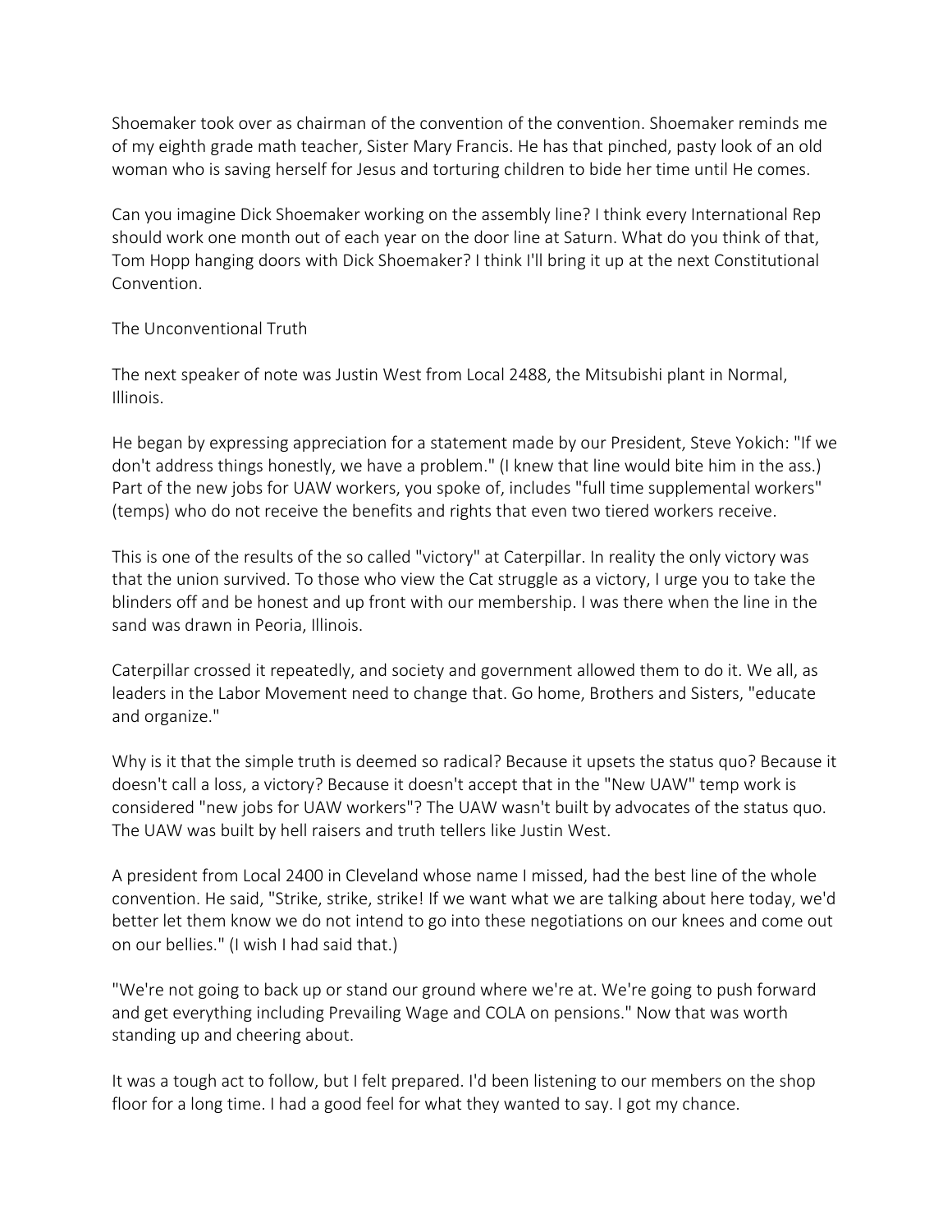Shoemaker took over as chairman of the convention of the convention. Shoemaker reminds me of my eighth grade math teacher, Sister Mary Francis. He has that pinched, pasty look of an old woman who is saving herself for Jesus and torturing children to bide her time until He comes.

Can you imagine Dick Shoemaker working on the assembly line? I think every International Rep should work one month out of each year on the door line at Saturn. What do you think of that, Tom Hopp hanging doors with Dick Shoemaker? I think I'll bring it up at the next Constitutional Convention.

## The Unconventional Truth

The next speaker of note was Justin West from Local 2488, the Mitsubishi plant in Normal, Illinois.

He began by expressing appreciation for a statement made by our President, Steve Yokich: "If we don't address things honestly, we have a problem." (I knew that line would bite him in the ass.) Part of the new jobs for UAW workers, you spoke of, includes "full time supplemental workers" (temps) who do not receive the benefits and rights that even two tiered workers receive.

This is one of the results of the so called "victory" at Caterpillar. In reality the only victory was that the union survived. To those who view the Cat struggle as a victory, I urge you to take the blinders off and be honest and up front with our membership. I was there when the line in the sand was drawn in Peoria, Illinois.

Caterpillar crossed it repeatedly, and society and government allowed them to do it. We all, as leaders in the Labor Movement need to change that. Go home, Brothers and Sisters, "educate and organize."

Why is it that the simple truth is deemed so radical? Because it upsets the status quo? Because it doesn't call a loss, a victory? Because it doesn't accept that in the "New UAW" temp work is considered "new jobs for UAW workers"? The UAW wasn't built by advocates of the status quo. The UAW was built by hell raisers and truth tellers like Justin West.

A president from Local 2400 in Cleveland whose name I missed, had the best line of the whole convention. He said, "Strike, strike, strike! If we want what we are talking about here today, we'd better let them know we do not intend to go into these negotiations on our knees and come out on our bellies." (I wish I had said that.)

"We're not going to back up or stand our ground where we're at. We're going to push forward and get everything including Prevailing Wage and COLA on pensions." Now that was worth standing up and cheering about.

It was a tough act to follow, but I felt prepared. I'd been listening to our members on the shop floor for a long time. I had a good feel for what they wanted to say. I got my chance.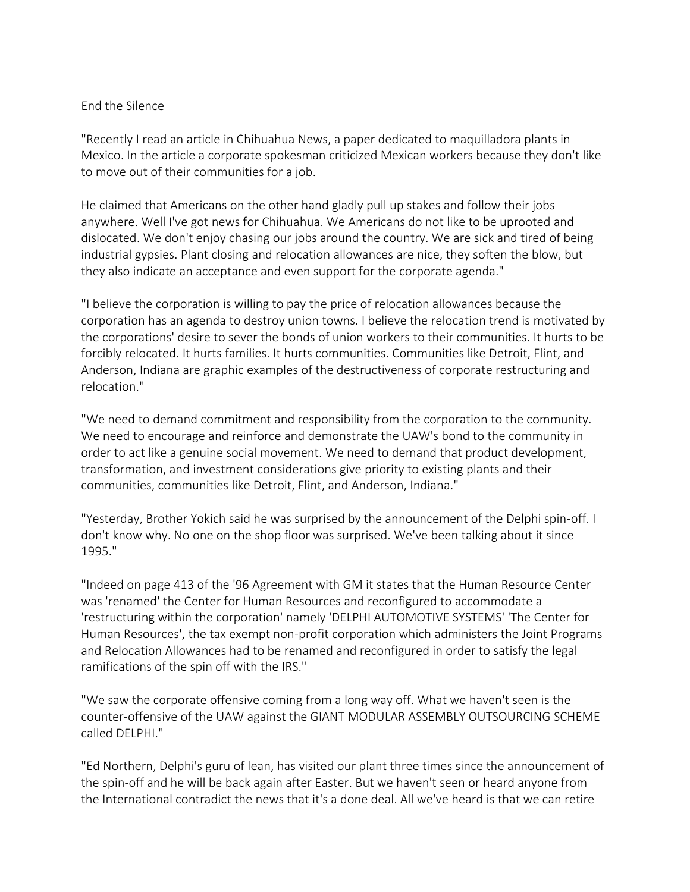End the Silence

"Recently I read an article in Chihuahua News, a paper dedicated to maquilladora plants in Mexico. In the article a corporate spokesman criticized Mexican workers because they don't like to move out of their communities for a job.

He claimed that Americans on the other hand gladly pull up stakes and follow their jobs anywhere. Well I've got news for Chihuahua. We Americans do not like to be uprooted and dislocated. We don't enjoy chasing our jobs around the country. We are sick and tired of being industrial gypsies. Plant closing and relocation allowances are nice, they soften the blow, but they also indicate an acceptance and even support for the corporate agenda."

"I believe the corporation is willing to pay the price of relocation allowances because the corporation has an agenda to destroy union towns. I believe the relocation trend is motivated by the corporations' desire to sever the bonds of union workers to their communities. It hurts to be forcibly relocated. It hurts families. It hurts communities. Communities like Detroit, Flint, and Anderson, Indiana are graphic examples of the destructiveness of corporate restructuring and relocation."

"We need to demand commitment and responsibility from the corporation to the community. We need to encourage and reinforce and demonstrate the UAW's bond to the community in order to act like a genuine social movement. We need to demand that product development, transformation, and investment considerations give priority to existing plants and their communities, communities like Detroit, Flint, and Anderson, Indiana."

"Yesterday, Brother Yokich said he was surprised by the announcement of the Delphi spin-off. I don't know why. No one on the shop floor was surprised. We've been talking about it since 1995."

"Indeed on page 413 of the '96 Agreement with GM it states that the Human Resource Center was 'renamed' the Center for Human Resources and reconfigured to accommodate a 'restructuring within the corporation' namely 'DELPHI AUTOMOTIVE SYSTEMS' 'The Center for Human Resources', the tax exempt non-profit corporation which administers the Joint Programs and Relocation Allowances had to be renamed and reconfigured in order to satisfy the legal ramifications of the spin off with the IRS."

"We saw the corporate offensive coming from a long way off. What we haven't seen is the counter-offensive of the UAW against the GIANT MODULAR ASSEMBLY OUTSOURCING SCHEME called DELPHI."

"Ed Northern, Delphi's guru of lean, has visited our plant three times since the announcement of the spin-off and he will be back again after Easter. But we haven't seen or heard anyone from the International contradict the news that it's a done deal. All we've heard is that we can retire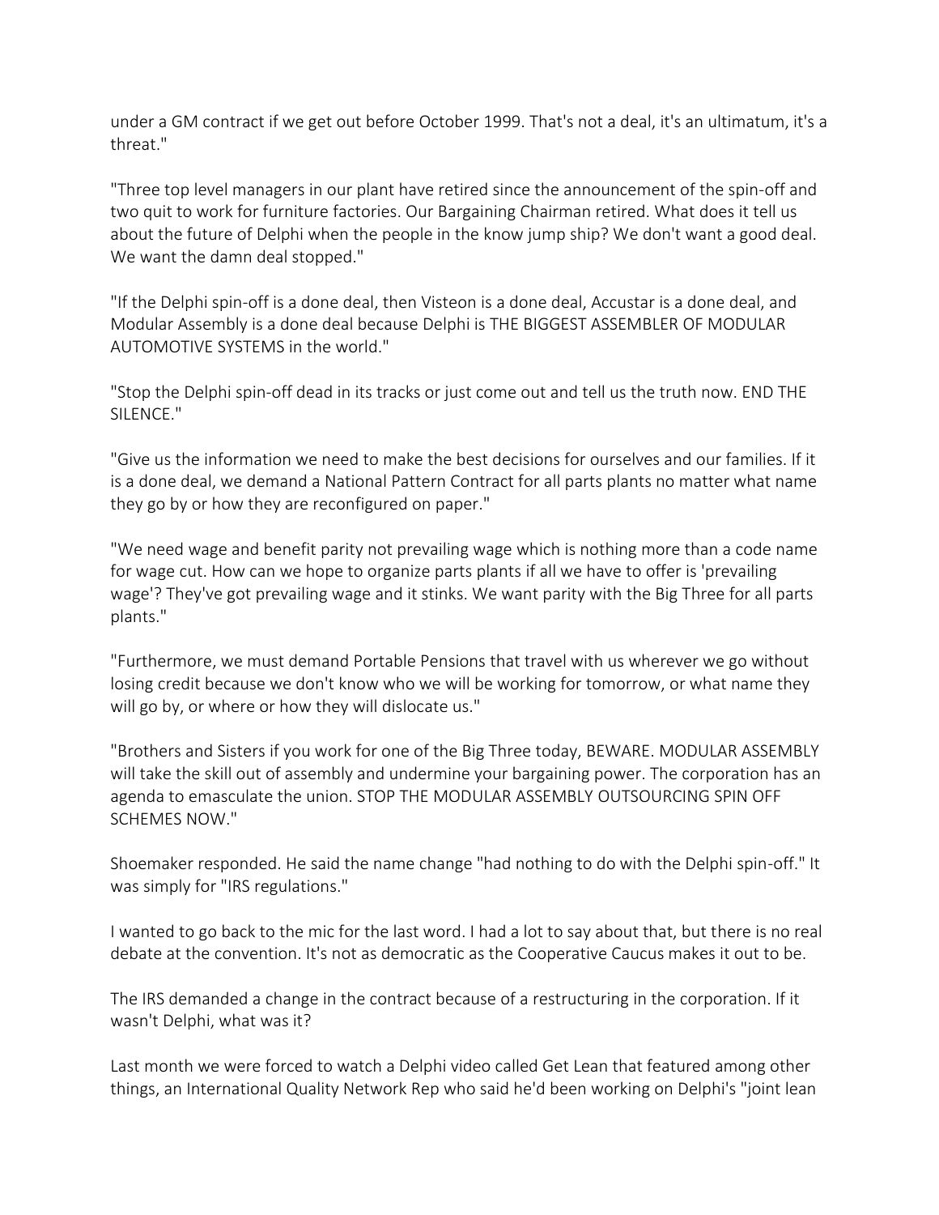under a GM contract if we get out before October 1999. That's not a deal, it's an ultimatum, it's a threat."

"Three top level managers in our plant have retired since the announcement of the spin-off and two quit to work for furniture factories. Our Bargaining Chairman retired. What does it tell us about the future of Delphi when the people in the know jump ship? We don't want a good deal. We want the damn deal stopped."

"If the Delphi spin-off is a done deal, then Visteon is a done deal, Accustar is a done deal, and Modular Assembly is a done deal because Delphi is THE BIGGEST ASSEMBLER OF MODULAR AUTOMOTIVE SYSTEMS in the world."

"Stop the Delphi spin-off dead in its tracks or just come out and tell us the truth now. END THE SILENCE."

"Give us the information we need to make the best decisions for ourselves and our families. If it is a done deal, we demand a National Pattern Contract for all parts plants no matter what name they go by or how they are reconfigured on paper."

"We need wage and benefit parity not prevailing wage which is nothing more than a code name for wage cut. How can we hope to organize parts plants if all we have to offer is 'prevailing wage'? They've got prevailing wage and it stinks. We want parity with the Big Three for all parts plants."

"Furthermore, we must demand Portable Pensions that travel with us wherever we go without losing credit because we don't know who we will be working for tomorrow, or what name they will go by, or where or how they will dislocate us."

"Brothers and Sisters if you work for one of the Big Three today, BEWARE. MODULAR ASSEMBLY will take the skill out of assembly and undermine your bargaining power. The corporation has an agenda to emasculate the union. STOP THE MODULAR ASSEMBLY OUTSOURCING SPIN OFF SCHEMES NOW."

Shoemaker responded. He said the name change "had nothing to do with the Delphi spin-off." It was simply for "IRS regulations."

I wanted to go back to the mic for the last word. I had a lot to say about that, but there is no real debate at the convention. It's not as democratic as the Cooperative Caucus makes it out to be.

The IRS demanded a change in the contract because of a restructuring in the corporation. If it wasn't Delphi, what was it?

Last month we were forced to watch a Delphi video called Get Lean that featured among other things, an International Quality Network Rep who said he'd been working on Delphi's "joint lean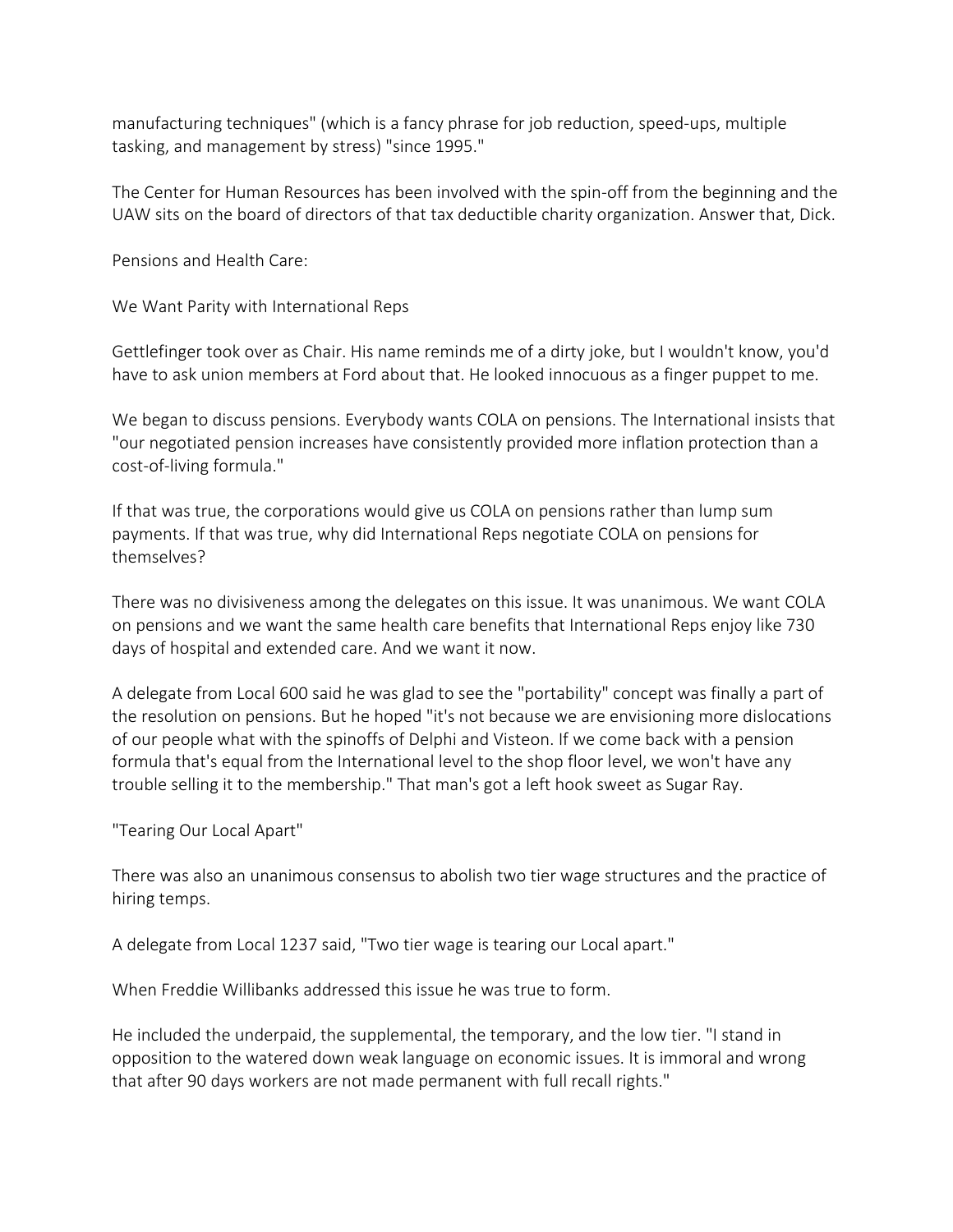manufacturing techniques" (which is a fancy phrase for job reduction, speed-ups, multiple tasking, and management by stress) "since 1995."

The Center for Human Resources has been involved with the spin-off from the beginning and the UAW sits on the board of directors of that tax deductible charity organization. Answer that, Dick.

## Pensions and Health Care:

## We Want Parity with International Reps

Gettlefinger took over as Chair. His name reminds me of a dirty joke, but I wouldn't know, you'd have to ask union members at Ford about that. He looked innocuous as a finger puppet to me.

We began to discuss pensions. Everybody wants COLA on pensions. The International insists that "our negotiated pension increases have consistently provided more inflation protection than a cost-of-living formula."

If that was true, the corporations would give us COLA on pensions rather than lump sum payments. If that was true, why did International Reps negotiate COLA on pensions for themselves?

There was no divisiveness among the delegates on this issue. It was unanimous. We want COLA on pensions and we want the same health care benefits that International Reps enjoy like 730 days of hospital and extended care. And we want it now.

A delegate from Local 600 said he was glad to see the "portability" concept was finally a part of the resolution on pensions. But he hoped "it's not because we are envisioning more dislocations of our people what with the spinoffs of Delphi and Visteon. If we come back with a pension formula that's equal from the International level to the shop floor level, we won't have any trouble selling it to the membership." That man's got a left hook sweet as Sugar Ray.

## "Tearing Our Local Apart"

There was also an unanimous consensus to abolish two tier wage structures and the practice of hiring temps.

A delegate from Local 1237 said, "Two tier wage is tearing our Local apart."

When Freddie Willibanks addressed this issue he was true to form.

He included the underpaid, the supplemental, the temporary, and the low tier. "I stand in opposition to the watered down weak language on economic issues. It is immoral and wrong that after 90 days workers are not made permanent with full recall rights."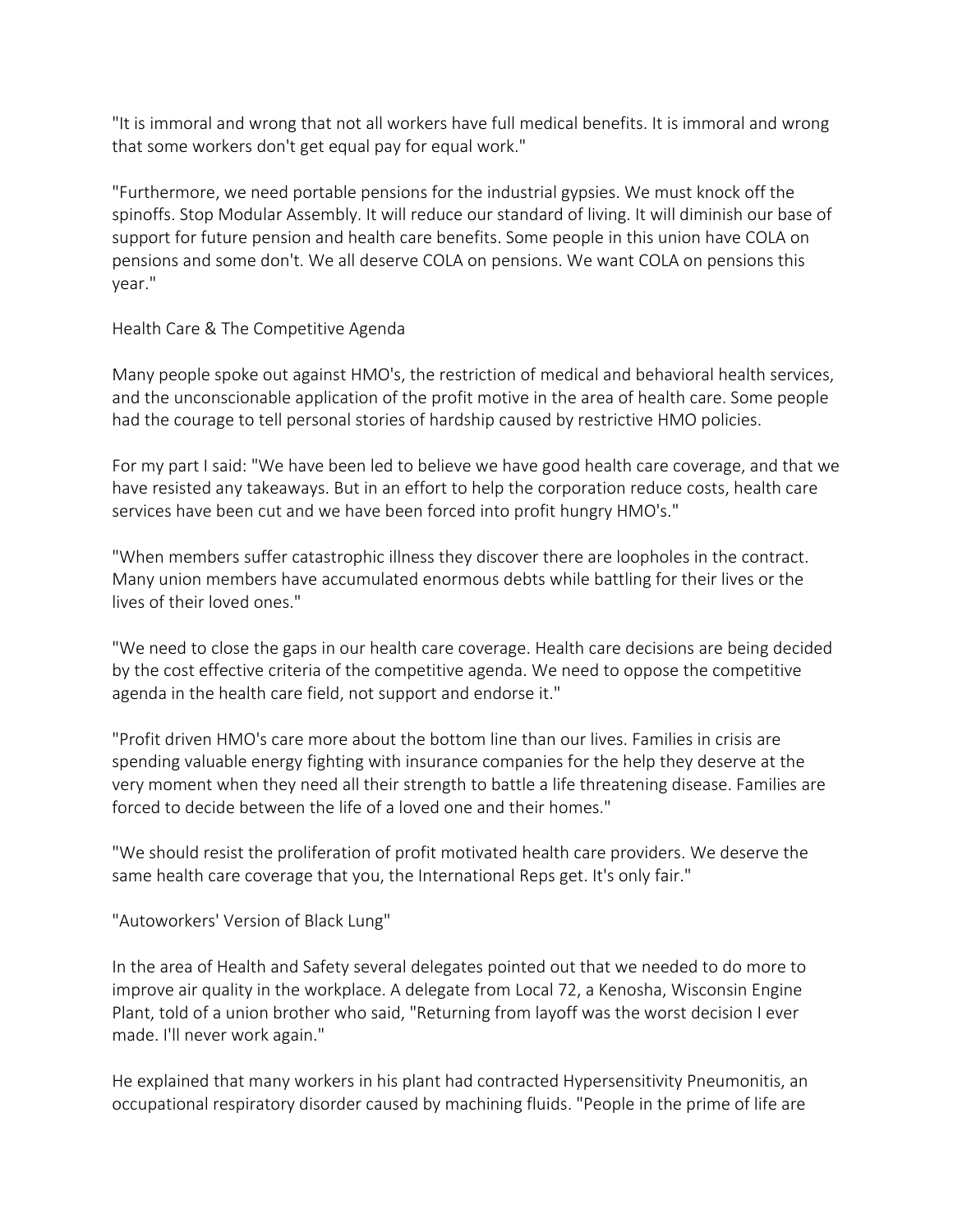"It is immoral and wrong that not all workers have full medical benefits. It is immoral and wrong that some workers don't get equal pay for equal work."

"Furthermore, we need portable pensions for the industrial gypsies. We must knock off the spinoffs. Stop Modular Assembly. It will reduce our standard of living. It will diminish our base of support for future pension and health care benefits. Some people in this union have COLA on pensions and some don't. We all deserve COLA on pensions. We want COLA on pensions this year."

## Health Care & The Competitive Agenda

Many people spoke out against HMO's, the restriction of medical and behavioral health services, and the unconscionable application of the profit motive in the area of health care. Some people had the courage to tell personal stories of hardship caused by restrictive HMO policies.

For my part I said: "We have been led to believe we have good health care coverage, and that we have resisted any takeaways. But in an effort to help the corporation reduce costs, health care services have been cut and we have been forced into profit hungry HMO's."

"When members suffer catastrophic illness they discover there are loopholes in the contract. Many union members have accumulated enormous debts while battling for their lives or the lives of their loved ones."

"We need to close the gaps in our health care coverage. Health care decisions are being decided by the cost effective criteria of the competitive agenda. We need to oppose the competitive agenda in the health care field, not support and endorse it."

"Profit driven HMO's care more about the bottom line than our lives. Families in crisis are spending valuable energy fighting with insurance companies for the help they deserve at the very moment when they need all their strength to battle a life threatening disease. Families are forced to decide between the life of a loved one and their homes."

"We should resist the proliferation of profit motivated health care providers. We deserve the same health care coverage that you, the International Reps get. It's only fair."

## "Autoworkers' Version of Black Lung"

In the area of Health and Safety several delegates pointed out that we needed to do more to improve air quality in the workplace. A delegate from Local 72, a Kenosha, Wisconsin Engine Plant, told of a union brother who said, "Returning from layoff was the worst decision I ever made. I'll never work again."

He explained that many workers in his plant had contracted Hypersensitivity Pneumonitis, an occupational respiratory disorder caused by machining fluids. "People in the prime of life are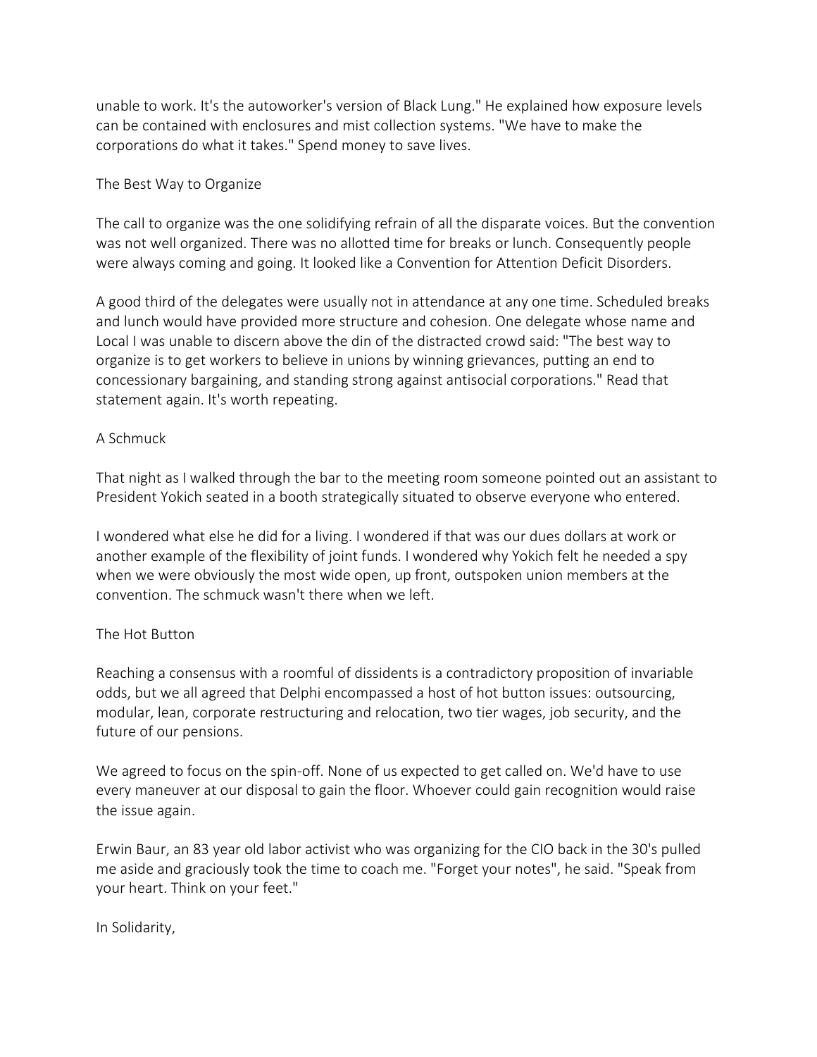unable to work. It's the autoworker's version of Black Lung." He explained how exposure levels can be contained with enclosures and mist collection systems. "We have to make the corporations do what it takes." Spend money to save lives.

## The Best Way to Organize

The call to organize was the one solidifying refrain of all the disparate voices. But the convention was not well organized. There was no allotted time for breaks or lunch. Consequently people were always coming and going. It looked like a Convention for Attention Deficit Disorders.

A good third of the delegates were usually not in attendance at any one time. Scheduled breaks and lunch would have provided more structure and cohesion. One delegate whose name and Local I was unable to discern above the din of the distracted crowd said: "The best way to organize is to get workers to believe in unions by winning grievances, putting an end to concessionary bargaining, and standing strong against antisocial corporations." Read that statement again. It's worth repeating.

## A Schmuck

That night as I walked through the bar to the meeting room someone pointed out an assistant to President Yokich seated in a booth strategically situated to observe everyone who entered.

I wondered what else he did for a living. I wondered if that was our dues dollars at work or another example of the flexibility of joint funds. I wondered why Yokich felt he needed a spy when we were obviously the most wide open, up front, outspoken union members at the convention. The schmuck wasn't there when we left.

## The Hot Button

Reaching a consensus with a roomful of dissidents is a contradictory proposition of invariable odds, but we all agreed that Delphi encompassed a host of hot button issues: outsourcing, modular, lean, corporate restructuring and relocation, two tier wages, job security, and the future of our pensions.

We agreed to focus on the spin-off. None of us expected to get called on. We'd have to use every maneuver at our disposal to gain the floor. Whoever could gain recognition would raise the issue again.

Erwin Baur, an 83 year old labor activist who was organizing for the CIO back in the 30's pulled me aside and graciously took the time to coach me. "Forget your notes", he said. "Speak from your heart. Think on your feet."

In Solidarity,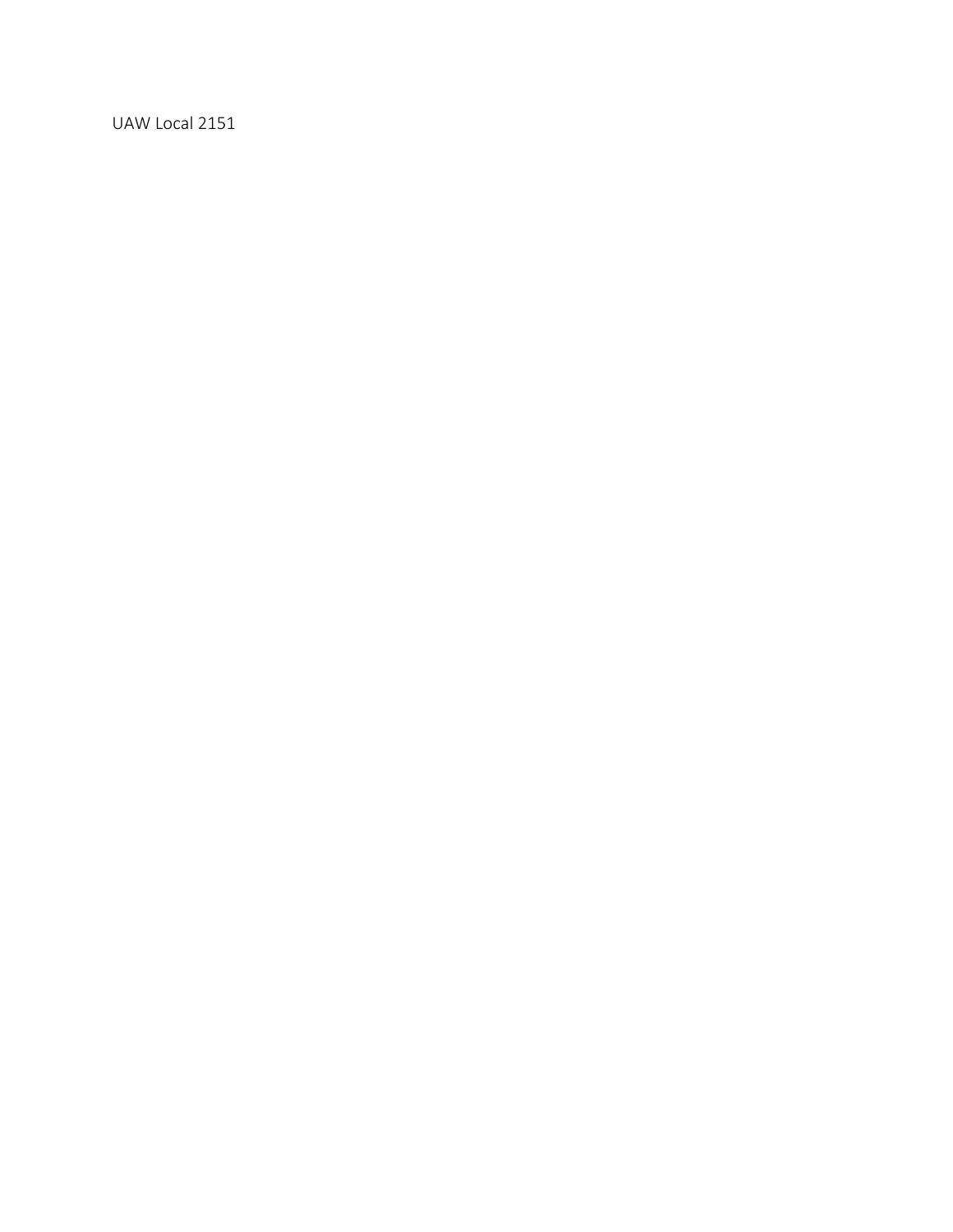UAW Local 2151